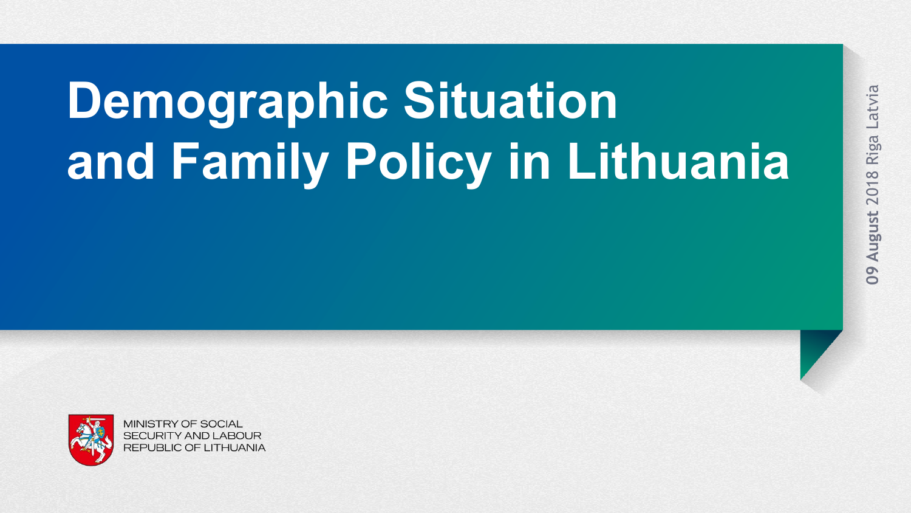# Demographic Situation and Family Policy in Lithuania

09 August 2018 Riga Latvia

MINISTRY OF SOCIAL SECURITY AND LABOUR REPUBLIC OF LITHUANIA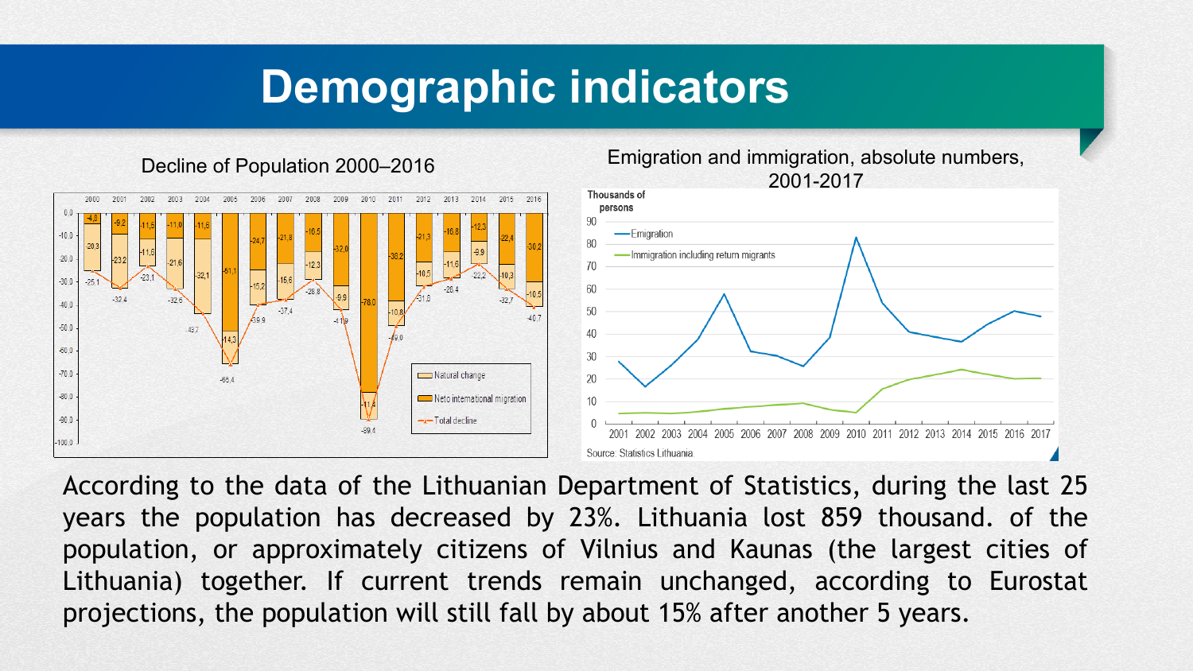# Demographic indicators

Decline of Population 2000–2016

Emigration and immigration, absolute numbers, 2001-2017

According to the data of the Lithuanian Department of Statistics, during the last 25 years the population has decreased by 23%. Lithuania lost 859 thousand. of the population, or approximately citizens of Vilnius and Kaunas (the largest cities of Lithuania) together. If current trends remain unchanged, according to Eurostat projections, the population will still fall by about 15% after another 5 years.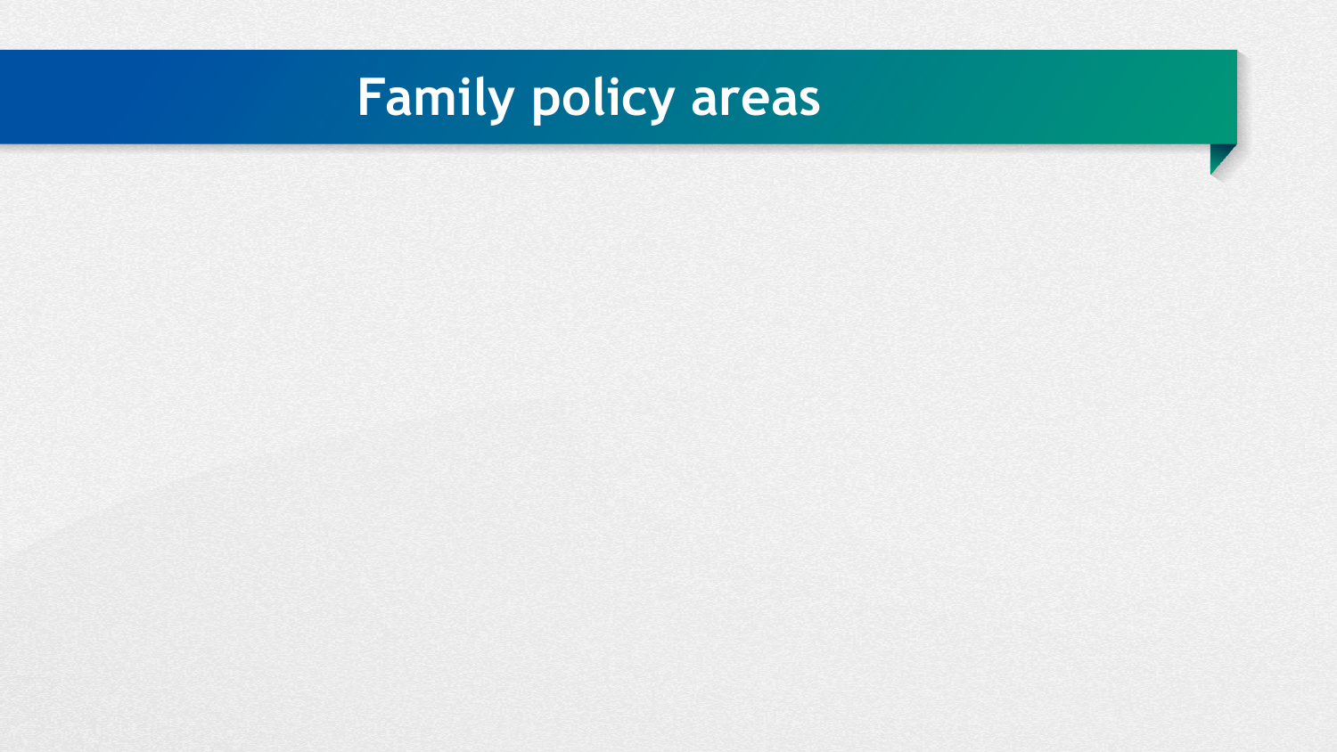# Family policy areas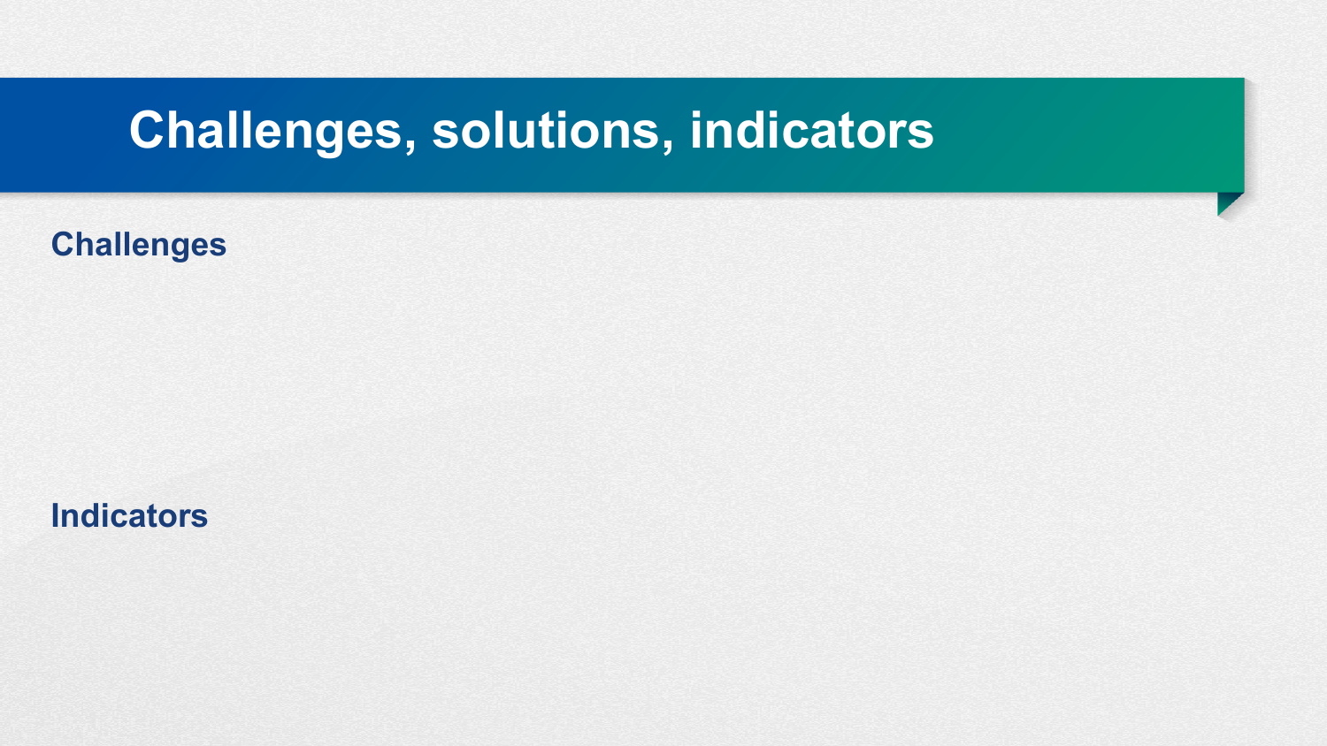# Challenges, solutions, indicators

## Challenges

## Indicators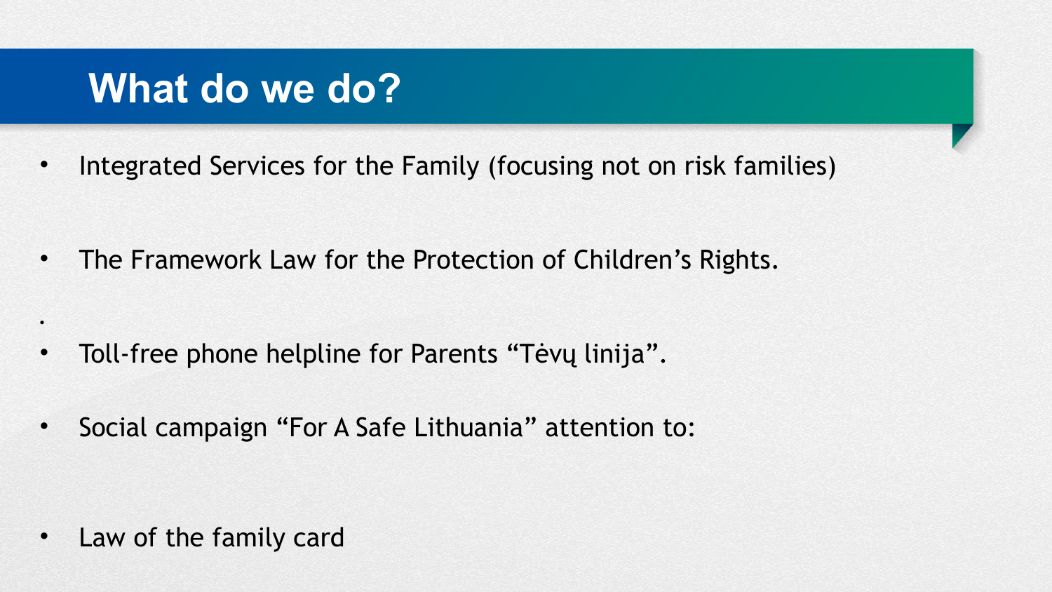# What do we do?

- Integrated Services for the Family (focusing not on risk families)

- The Framework Law for the Protection of Children’s Rights.

- Toll-free phone helpline for Parents “Tėvų linija”.

- Social campaign “For A Safe Lithuania” attention to:

- Law of the family card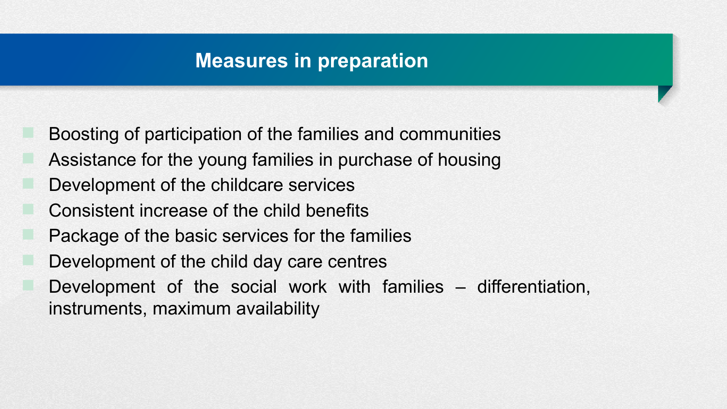# Measures in preparation

- Boosting of participation of the families and communities
- Assistance for the young families in purchase of housing
- Development of the childcare services
- Consistent increase of the child benefits
- Package of the basic services for the families
- Development of the child day care centres
- Development of the social work with families – differentiation, instruments, maximum availability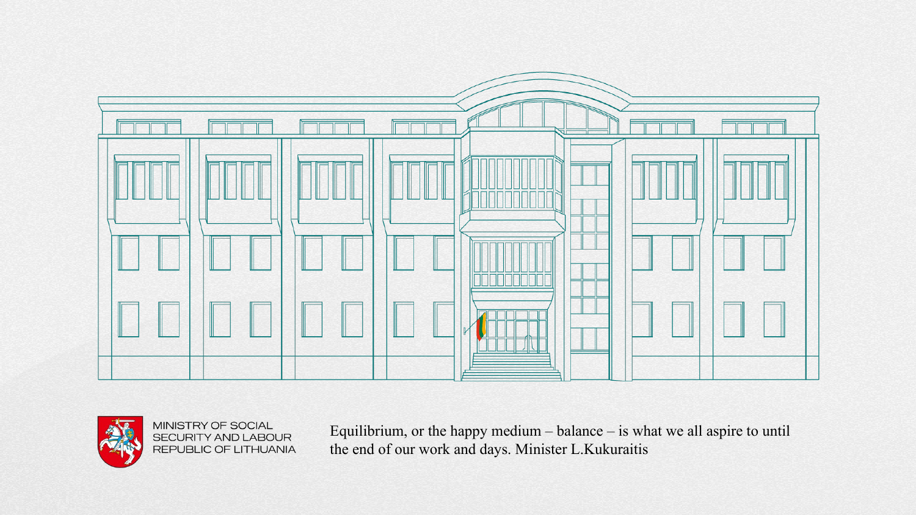MINISTRY OF SOCIAL SECURITY AND LABOUR REPUBLIC OF LITHUANIA

Equilibrium, or the happy medium – balance – is what we all aspire to until the end of our work and days. Minister L.Kukuraitis